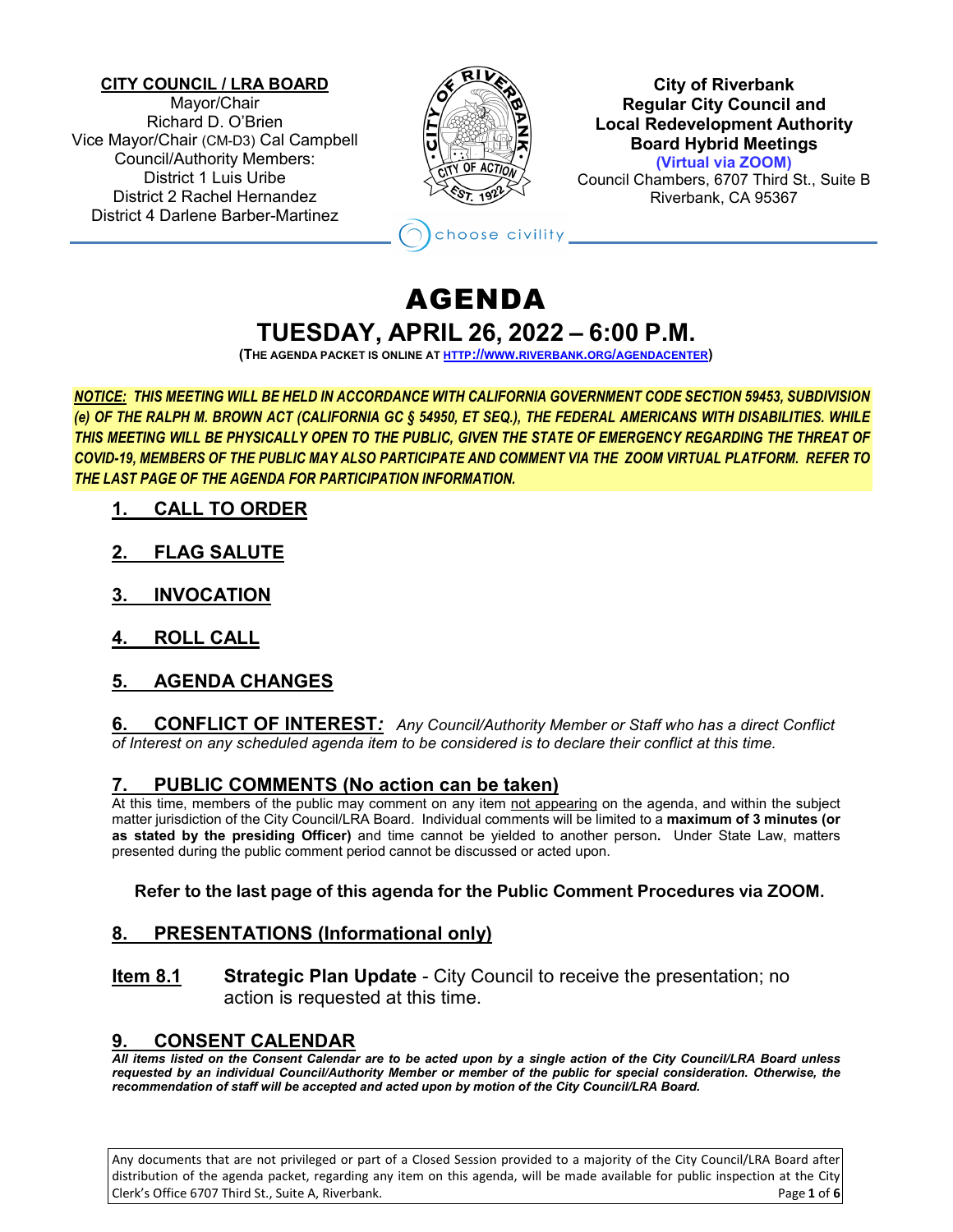**CITY COUNCIL / LRA BOARD**
Mayor/Chair
Richard D. O'Brien
Vice Mayor/Chair (CM-D3) Cal Campbell
Council/Authority Members:
District 1 Luis Uribe
District 2 Rachel Hernandez
District 4 Darlene Barber-Martinez

**City of Riverbank**
**Regular City Council and**
**Local Redevelopment Authority**
**Board Hybrid Meetings**
**(Virtual via ZOOM)**
Council Chambers, 6707 Third St., Suite B
Riverbank, CA 95367

choose civility

# AGENDA

## TUESDAY, APRIL 26, 2022 – 6:00 P.M.

**(THE AGENDA PACKET IS ONLINE AT HTTP://WWW.RIVERBANK.ORG/AGENDACENTER)**

***NOTICE: THIS MEETING WILL BE HELD IN ACCORDANCE WITH CALIFORNIA GOVERNMENT CODE SECTION 59453, SUBDIVISION (e) OF THE RALPH M. BROWN ACT (CALIFORNIA GC § 54950, ET SEQ.), THE FEDERAL AMERICANS WITH DISABILITIES. WHILE THIS MEETING WILL BE PHYSICALLY OPEN TO THE PUBLIC, GIVEN THE STATE OF EMERGENCY REGARDING THE THREAT OF COVID-19, MEMBERS OF THE PUBLIC MAY ALSO PARTICIPATE AND COMMENT VIA THE ZOOM VIRTUAL PLATFORM. REFER TO THE LAST PAGE OF THE AGENDA FOR PARTICIPATION INFORMATION.***

## 1. CALL TO ORDER

## 2. FLAG SALUTE

## 3. INVOCATION

## 4. ROLL CALL

## 5. AGENDA CHANGES

## 6. CONFLICT OF INTEREST*:* *Any Council/Authority Member or Staff who has a direct Conflict of Interest on any scheduled agenda item to be considered is to declare their conflict at this time.*

## 7. PUBLIC COMMENTS (No action can be taken)

At this time, members of the public may comment on any item not appearing on the agenda, and within the subject matter jurisdiction of the City Council/LRA Board. Individual comments will be limited to a **maximum of 3 minutes (or as stated by the presiding Officer)** and time cannot be yielded to another person**.** Under State Law, matters presented during the public comment period cannot be discussed or acted upon.

**Refer to the last page of this agenda for the Public Comment Procedures via ZOOM.**

## 8. PRESENTATIONS (Informational only)

**Item 8.1** **Strategic Plan Update** - City Council to receive the presentation; no action is requested at this time.

## 9. CONSENT CALENDAR

***All items listed on the Consent Calendar are to be acted upon by a single action of the City Council/LRA Board unless requested by an individual Council/Authority Member or member of the public for special consideration. Otherwise, the recommendation of staff will be accepted and acted upon by motion of the City Council/LRA Board.***

Any documents that are not privileged or part of a Closed Session provided to a majority of the City Council/LRA Board after distribution of the agenda packet, regarding any item on this agenda, will be made available for public inspection at the City Clerk's Office 6707 Third St., Suite A, Riverbank.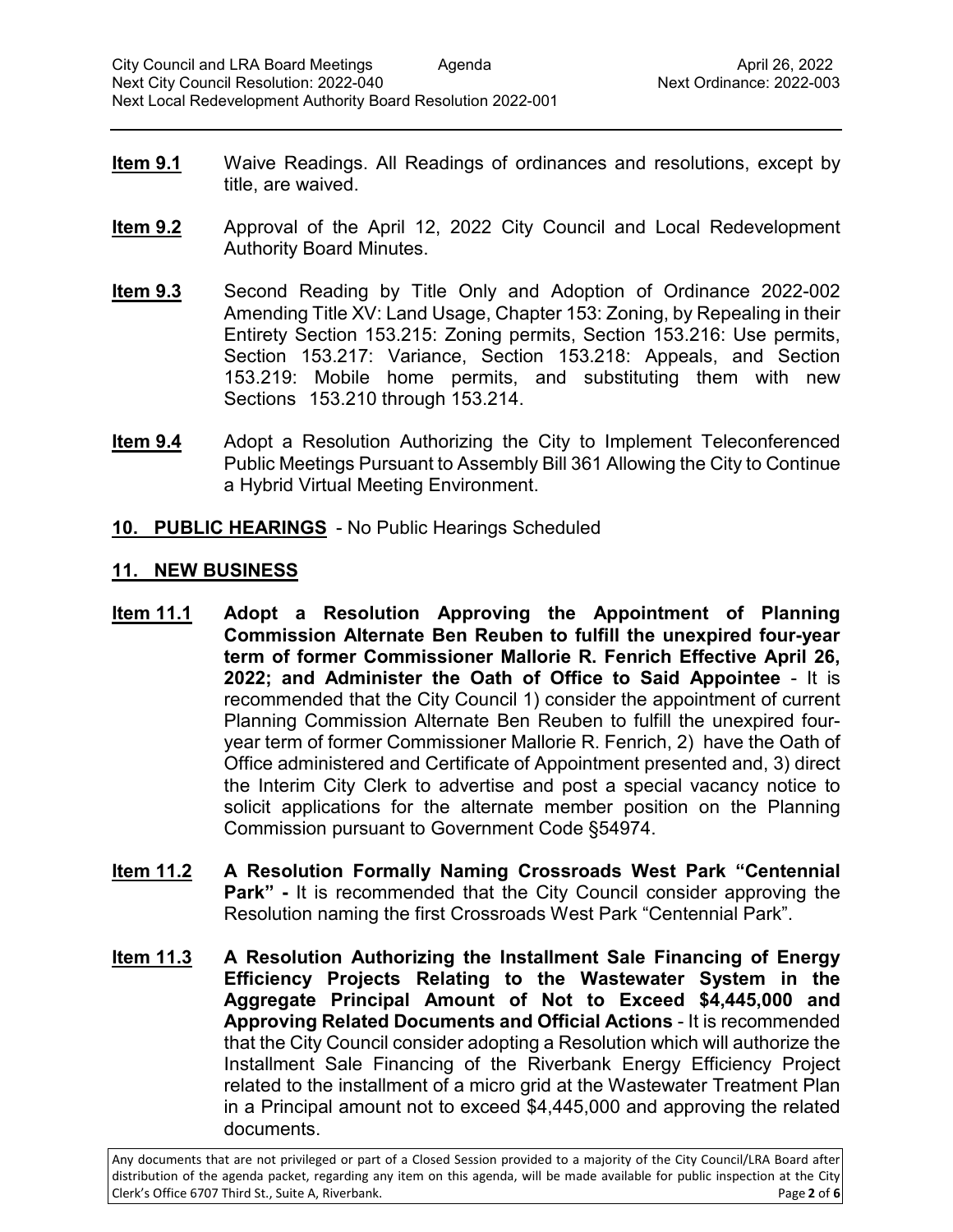**Item 9.1** Waive Readings. All Readings of ordinances and resolutions, except by title, are waived.

**Item 9.2** Approval of the April 12, 2022 City Council and Local Redevelopment Authority Board Minutes.

**Item 9.3** Second Reading by Title Only and Adoption of Ordinance 2022-002 Amending Title XV: Land Usage, Chapter 153: Zoning, by Repealing in their Entirety Section 153.215: Zoning permits, Section 153.216: Use permits, Section 153.217: Variance, Section 153.218: Appeals, and Section 153.219: Mobile home permits, and substituting them with new Sections 153.210 through 153.214.

**Item 9.4** Adopt a Resolution Authorizing the City to Implement Teleconferenced Public Meetings Pursuant to Assembly Bill 361 Allowing the City to Continue a Hybrid Virtual Meeting Environment.

## 10. PUBLIC HEARINGS - No Public Hearings Scheduled

## 11. NEW BUSINESS

**Item 11.1** **Adopt a Resolution Approving the Appointment of Planning Commission Alternate Ben Reuben to fulfill the unexpired four-year term of former Commissioner Mallorie R. Fenrich Effective April 26, 2022; and Administer the Oath of Office to Said Appointee** - It is recommended that the City Council 1) consider the appointment of current Planning Commission Alternate Ben Reuben to fulfill the unexpired four-year term of former Commissioner Mallorie R. Fenrich, 2) have the Oath of Office administered and Certificate of Appointment presented and, 3) direct the Interim City Clerk to advertise and post a special vacancy notice to solicit applications for the alternate member position on the Planning Commission pursuant to Government Code §54974.

**Item 11.2** **A Resolution Formally Naming Crossroads West Park "Centennial Park" -** It is recommended that the City Council consider approving the Resolution naming the first Crossroads West Park "Centennial Park".

**Item 11.3** **A Resolution Authorizing the Installment Sale Financing of Energy Efficiency Projects Relating to the Wastewater System in the Aggregate Principal Amount of Not to Exceed $4,445,000 and Approving Related Documents and Official Actions** - It is recommended that the City Council consider adopting a Resolution which will authorize the Installment Sale Financing of the Riverbank Energy Efficiency Project related to the installment of a micro grid at the Wastewater Treatment Plan in a Principal amount not to exceed $4,445,000 and approving the related documents.

Any documents that are not privileged or part of a Closed Session provided to a majority of the City Council/LRA Board after distribution of the agenda packet, regarding any item on this agenda, will be made available for public inspection at the City Clerk's Office 6707 Third St., Suite A, Riverbank.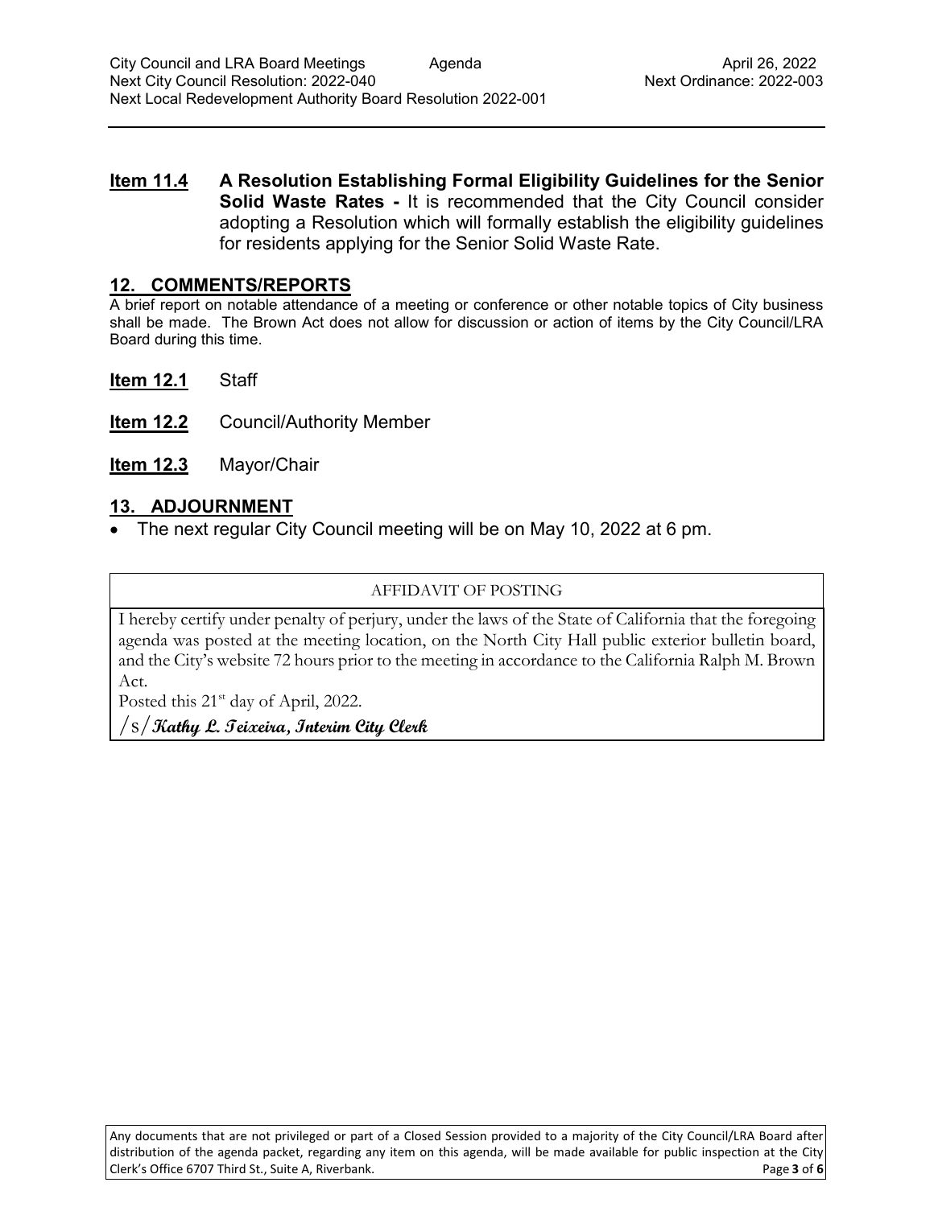**Item 11.4** **A Resolution Establishing Formal Eligibility Guidelines for the Senior Solid Waste Rates -** It is recommended that the City Council consider adopting a Resolution which will formally establish the eligibility guidelines for residents applying for the Senior Solid Waste Rate.

## 12. COMMENTS/REPORTS

A brief report on notable attendance of a meeting or conference or other notable topics of City business shall be made. The Brown Act does not allow for discussion or action of items by the City Council/LRA Board during this time.

**Item 12.1** Staff

**Item 12.2** Council/Authority Member

**Item 12.3** Mayor/Chair

## 13. ADJOURNMENT

- The next regular City Council meeting will be on May 10, 2022 at 6 pm.

| AFFIDAVIT OF POSTING |
| --- |
| I hereby certify under penalty of perjury, under the laws of the State of California that the foregoing agenda was posted at the meeting location, on the North City Hall public exterior bulletin board, and the City's website 72 hours prior to the meeting in accordance to the California Ralph M. Brown Act.<br>Posted this 21st day of April, 2022.<br>/s/ *Kathy L. Teixeira, Interim City Clerk* |

Any documents that are not privileged or part of a Closed Session provided to a majority of the City Council/LRA Board after distribution of the agenda packet, regarding any item on this agenda, will be made available for public inspection at the City Clerk's Office 6707 Third St., Suite A, Riverbank.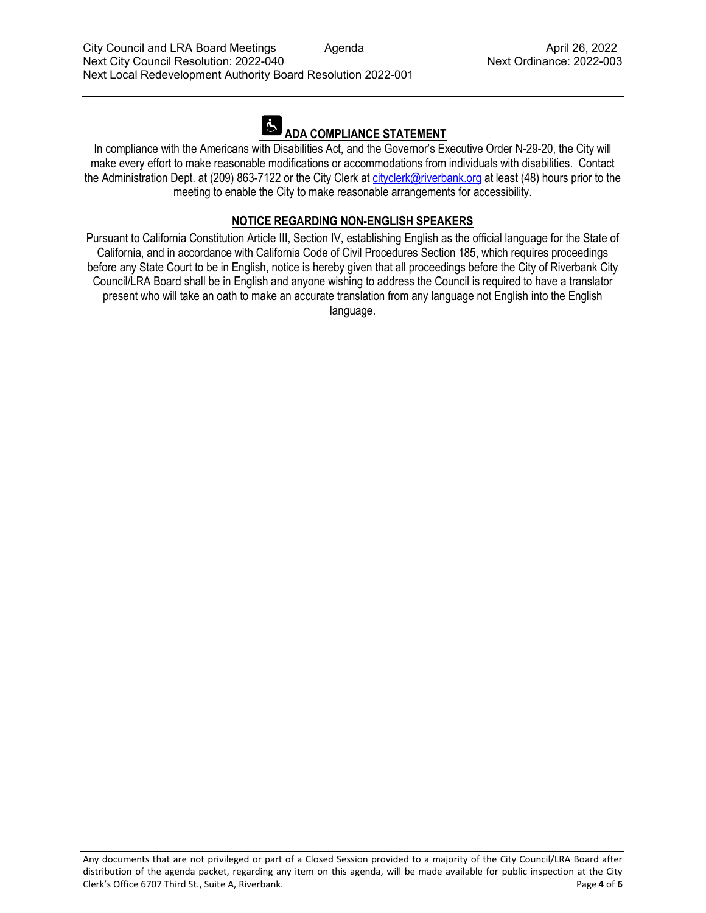## ADA COMPLIANCE STATEMENT

In compliance with the Americans with Disabilities Act, and the Governor's Executive Order N-29-20, the City will make every effort to make reasonable modifications or accommodations from individuals with disabilities. Contact the Administration Dept. at (209) 863-7122 or the City Clerk at cityclerk@riverbank.org at least (48) hours prior to the meeting to enable the City to make reasonable arrangements for accessibility.

## NOTICE REGARDING NON-ENGLISH SPEAKERS

Pursuant to California Constitution Article III, Section IV, establishing English as the official language for the State of California, and in accordance with California Code of Civil Procedures Section 185, which requires proceedings before any State Court to be in English, notice is hereby given that all proceedings before the City of Riverbank City Council/LRA Board shall be in English and anyone wishing to address the Council is required to have a translator present who will take an oath to make an accurate translation from any language not English into the English language.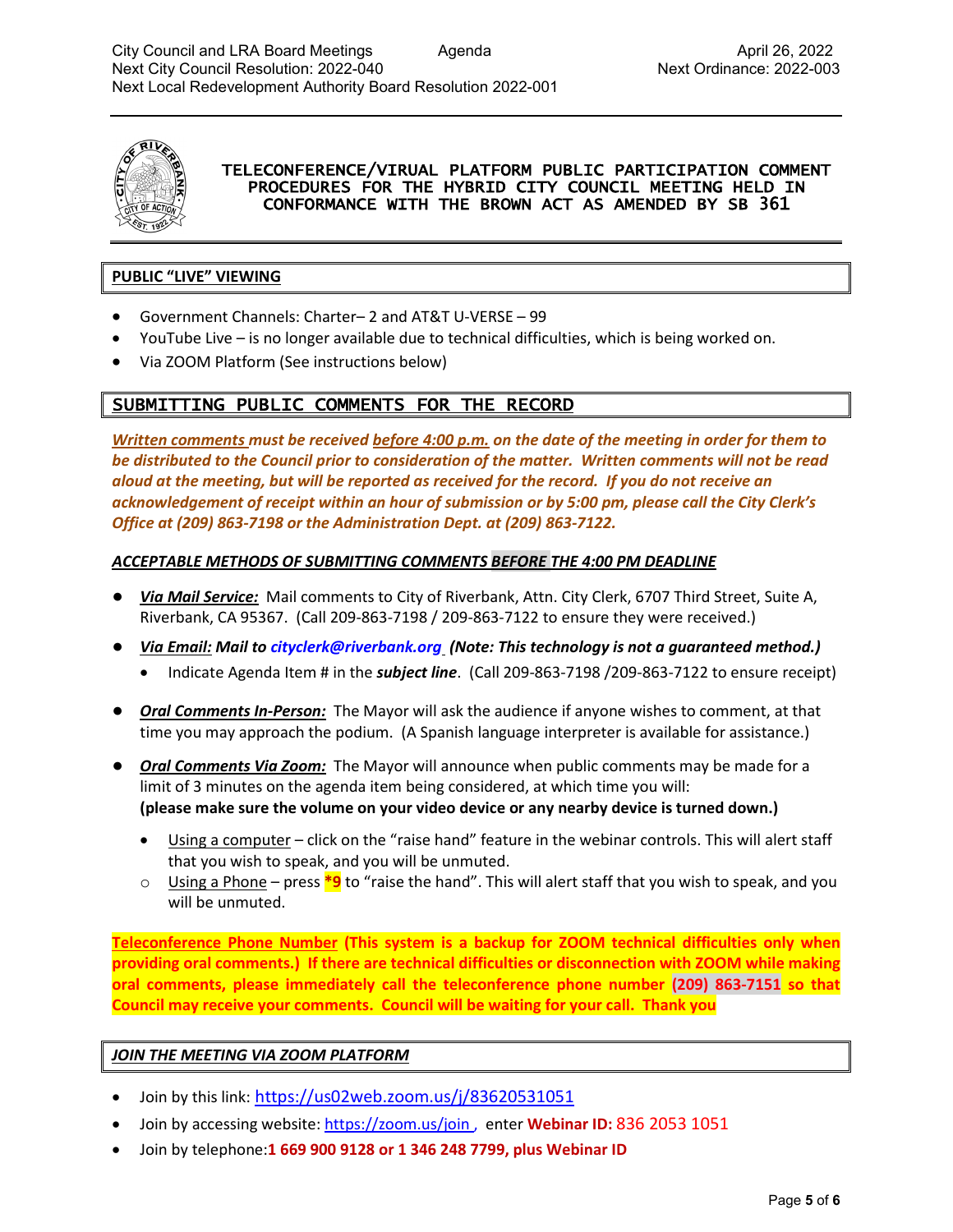# TELECONFERENCE/VIRUAL PLATFORM PUBLIC PARTICIPATION COMMENT PROCEDURES FOR THE HYBRID CITY COUNCIL MEETING HELD IN CONFORMANCE WITH THE BROWN ACT AS AMENDED BY SB 361

## PUBLIC "LIVE" VIEWING

- Government Channels: Charter– 2 and AT&T U-VERSE – 99
- YouTube Live – is no longer available due to technical difficulties, which is being worked on.
- Via ZOOM Platform (See instructions below)

## SUBMITTING PUBLIC COMMENTS FOR THE RECORD

***Written comments must be received before 4:00 p.m. on the date of the meeting in order for them to be distributed to the Council prior to consideration of the matter. Written comments will not be read aloud at the meeting, but will be reported as received for the record. If you do not receive an acknowledgement of receipt within an hour of submission or by 5:00 pm, please call the City Clerk's Office at (209) 863-7198 or the Administration Dept. at (209) 863-7122.***

***ACCEPTABLE METHODS OF SUBMITTING COMMENTS BEFORE THE 4:00 PM DEADLINE***

- ***Via Mail Service:*** Mail comments to City of Riverbank, Attn. City Clerk, 6707 Third Street, Suite A, Riverbank, CA 95367. (Call 209-863-7198 / 209-863-7122 to ensure they were received.)
- ***Via Email: Mail to cityclerk@riverbank.org (Note: This technology is not a guaranteed method.)***
  - Indicate Agenda Item # in the ***subject line***. (Call 209-863-7198 /209-863-7122 to ensure receipt)
- ***Oral Comments In-Person:*** The Mayor will ask the audience if anyone wishes to comment, at that time you may approach the podium. (A Spanish language interpreter is available for assistance.)
- ***Oral Comments Via Zoom:*** The Mayor will announce when public comments may be made for a limit of 3 minutes on the agenda item being considered, at which time you will: **(please make sure the volume on your video device or any nearby device is turned down.)**
  - Using a computer – click on the "raise hand" feature in the webinar controls. This will alert staff that you wish to speak, and you will be unmuted.
  - Using a Phone – press ***9** to "raise the hand". This will alert staff that you wish to speak, and you will be unmuted.

**Teleconference Phone Number (This system is a backup for ZOOM technical difficulties only when providing oral comments.) If there are technical difficulties or disconnection with ZOOM while making oral comments, please immediately call the teleconference phone number (209) 863-7151 so that Council may receive your comments. Council will be waiting for your call. Thank you**

## *JOIN THE MEETING VIA ZOOM PLATFORM*

- Join by this link: https://us02web.zoom.us/j/83620531051
- Join by accessing website: https://zoom.us/join , enter **Webinar ID:** 836 2053 1051
- Join by telephone:**1 669 900 9128 or 1 346 248 7799, plus Webinar ID**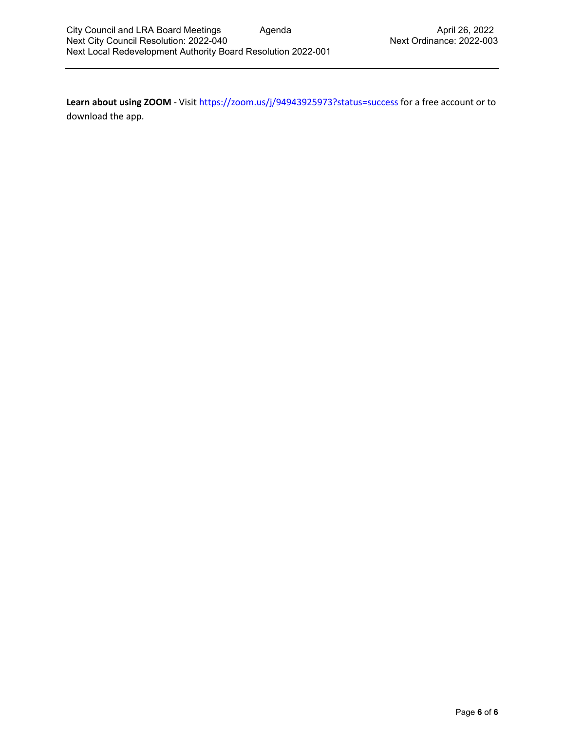**Learn about using ZOOM** - Visit https://zoom.us/j/94943925973?status=success for a free account or to download the app.